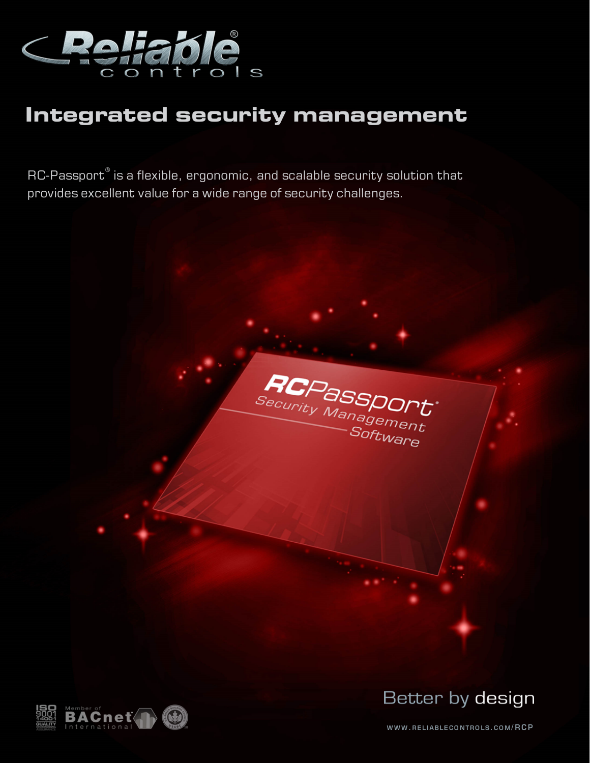# Integrated security management

RC-Passport® is a flexible, ergonomic, and scalable security solution that provides excellent value for a wide range of security challenges.

Better by design

WWW.RELIABLECONTROLS.COM/RCP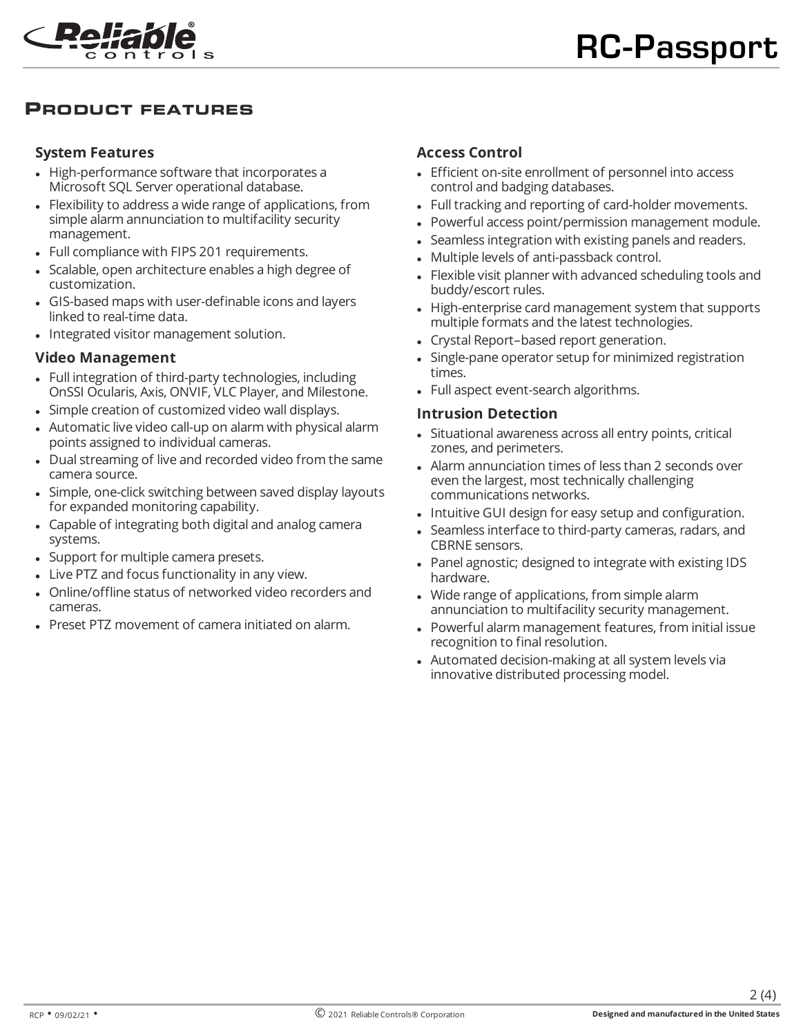## Product features

### System Features

- High-performance software that incorporates a Microsoft SQL Server operational database.
- Flexibility to address a wide range of applications, from simple alarm annunciation to multifacility security management.
- Full compliance with FIPS 201 requirements.
- Scalable, open architecture enables a high degree of customization.
- GIS-based maps with user-definable icons and layers linked to real-time data.
- Integrated visitor management solution.

### Video Management

- Full integration of third-party technologies, including OnSSI Ocularis, Axis, ONVIF, VLC Player, and Milestone.
- Simple creation of customized video wall displays.
- Automatic live video call-up on alarm with physical alarm points assigned to individual cameras.
- Dual streaming of live and recorded video from the same camera source.
- Simple, one-click switching between saved display layouts for expanded monitoring capability.
- Capable of integrating both digital and analog camera systems.
- Support for multiple camera presets.
- Live PTZ and focus functionality in any view.
- Online/offline status of networked video recorders and cameras.
- Preset PTZ movement of camera initiated on alarm.

### Access Control

- Efficient on-site enrollment of personnel into access control and badging databases.
- Full tracking and reporting of card-holder movements.
- Powerful access point/permission management module.
- Seamless integration with existing panels and readers.
- Multiple levels of anti-passback control.
- Flexible visit planner with advanced scheduling tools and buddy/escort rules.
- High-enterprise card management system that supports multiple formats and the latest technologies.
- Crystal Report–based report generation.
- Single-pane operator setup for minimized registration times.
- Full aspect event-search algorithms.

### Intrusion Detection

- Situational awareness across all entry points, critical zones, and perimeters.
- Alarm annunciation times of less than 2 seconds over even the largest, most technically challenging communications networks.
- Intuitive GUI design for easy setup and configuration.
- Seamless interface to third-party cameras, radars, and CBRNE sensors.
- Panel agnostic; designed to integrate with existing IDS hardware.
- Wide range of applications, from simple alarm annunciation to multifacility security management.
- Powerful alarm management features, from initial issue recognition to final resolution.
- Automated decision-making at all system levels via innovative distributed processing model.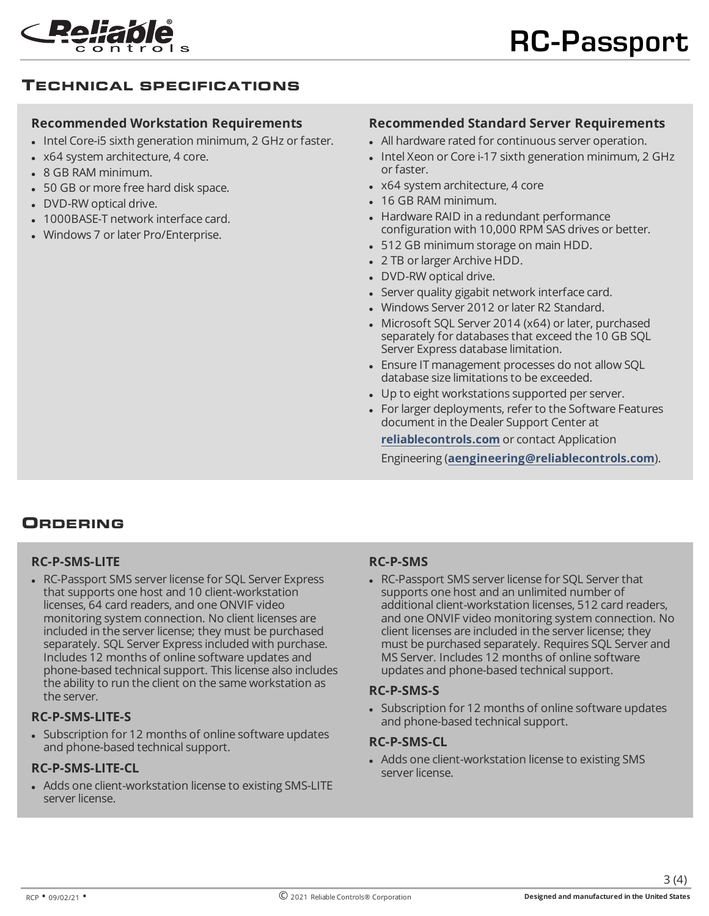## Technical Specifications

### Recommended Workstation Requirements

- Intel Core-i5 sixth generation minimum, 2 GHz or faster.
- x64 system architecture, 4 core.
- 8 GB RAM minimum.
- 50 GB or more free hard disk space.
- DVD-RW optical drive.
- 1000BASE-T network interface card.
- Windows 7 or later Pro/Enterprise.

### Recommended Standard Server Requirements

- All hardware rated for continuous server operation.
- Intel Xeon or Core i-17 sixth generation minimum, 2 GHz or faster.
- x64 system architecture, 4 core
- 16 GB RAM minimum.
- Hardware RAID in a redundant performance configuration with 10,000 RPM SAS drives or better.
- 512 GB minimum storage on main HDD.
- 2 TB or larger Archive HDD.
- DVD-RW optical drive.
- Server quality gigabit network interface card.
- Windows Server 2012 or later R2 Standard.
- Microsoft SQL Server 2014 (x64) or later, purchased separately for databases that exceed the 10 GB SQL Server Express database limitation.
- Ensure IT management processes do not allow SQL database size limitations to be exceeded.
- Up to eight workstations supported per server.
- For larger deployments, refer to the Software Features document in the Dealer Support Center at **reliablecontrols.com** or contact Application Engineering (**aengineering@reliablecontrols.com**).

## Ordering

### RC-P-SMS-LITE

- RC-Passport SMS server license for SQL Server Express that supports one host and 10 client-workstation licenses, 64 card readers, and one ONVIF video monitoring system connection. No client licenses are included in the server license; they must be purchased separately. SQL Server Express included with purchase. Includes 12 months of online software updates and phone-based technical support. This license also includes the ability to run the client on the same workstation as the server.

### RC-P-SMS-LITE-S

- Subscription for 12 months of online software updates and phone-based technical support.

### RC-P-SMS-LITE-CL

- Adds one client-workstation license to existing SMS-LITE server license.

### RC-P-SMS

- RC-Passport SMS server license for SQL Server that supports one host and an unlimited number of additional client-workstation licenses, 512 card readers, and one ONVIF video monitoring system connection. No client licenses are included in the server license; they must be purchased separately. Requires SQL Server and MS Server. Includes 12 months of online software updates and phone-based technical support.

### RC-P-SMS-S

- Subscription for 12 months of online software updates and phone-based technical support.

### RC-P-SMS-CL

- Adds one client-workstation license to existing SMS server license.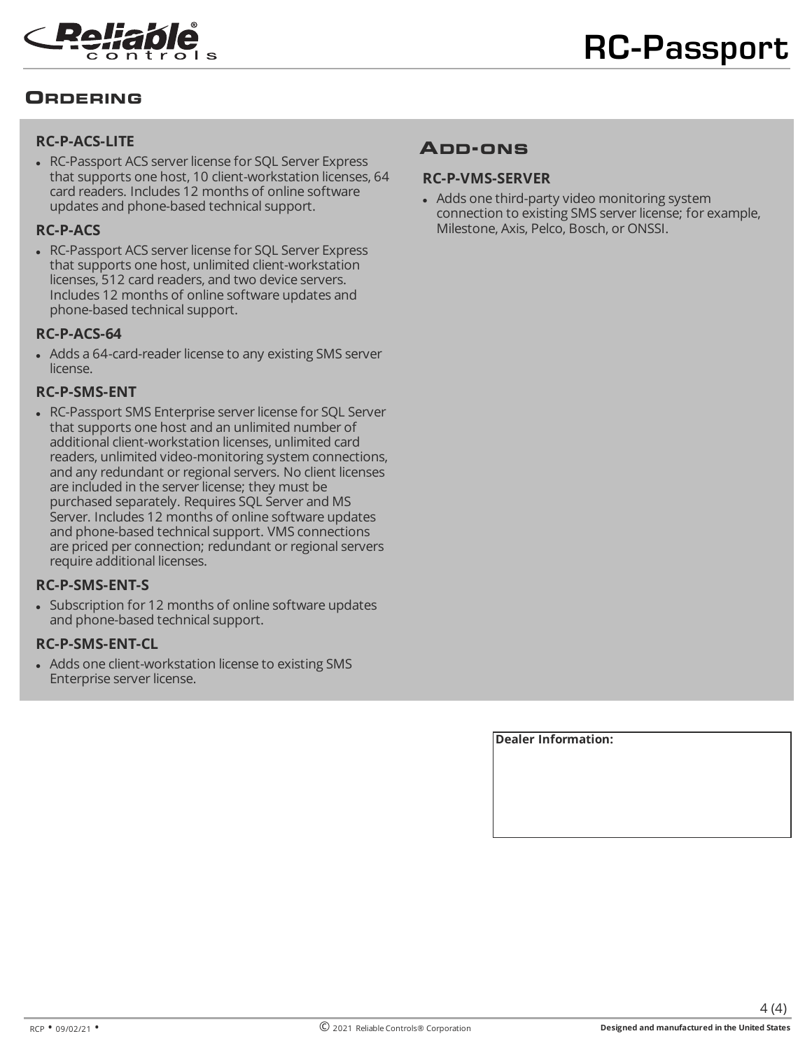## Ordering

### RC-P-ACS-LITE

- RC-Passport ACS server license for SQL Server Express that supports one host, 10 client-workstation licenses, 64 card readers. Includes 12 months of online software updates and phone-based technical support.

### RC-P-ACS

- RC-Passport ACS server license for SQL Server Express that supports one host, unlimited client-workstation licenses, 512 card readers, and two device servers. Includes 12 months of online software updates and phone-based technical support.

### RC-P-ACS-64

- Adds a 64-card-reader license to any existing SMS server license.

### RC-P-SMS-ENT

- RC-Passport SMS Enterprise server license for SQL Server that supports one host and an unlimited number of additional client-workstation licenses, unlimited card readers, unlimited video-monitoring system connections, and any redundant or regional servers. No client licenses are included in the server license; they must be purchased separately. Requires SQL Server and MS Server. Includes 12 months of online software updates and phone-based technical support. VMS connections are priced per connection; redundant or regional servers require additional licenses.

### RC-P-SMS-ENT-S

- Subscription for 12 months of online software updates and phone-based technical support.

### RC-P-SMS-ENT-CL

- Adds one client-workstation license to existing SMS Enterprise server license.

## Add-ons

### RC-P-VMS-SERVER

- Adds one third-party video monitoring system connection to existing SMS server license; for example, Milestone, Axis, Pelco, Bosch, or ONSSI.

**Dealer Information:**